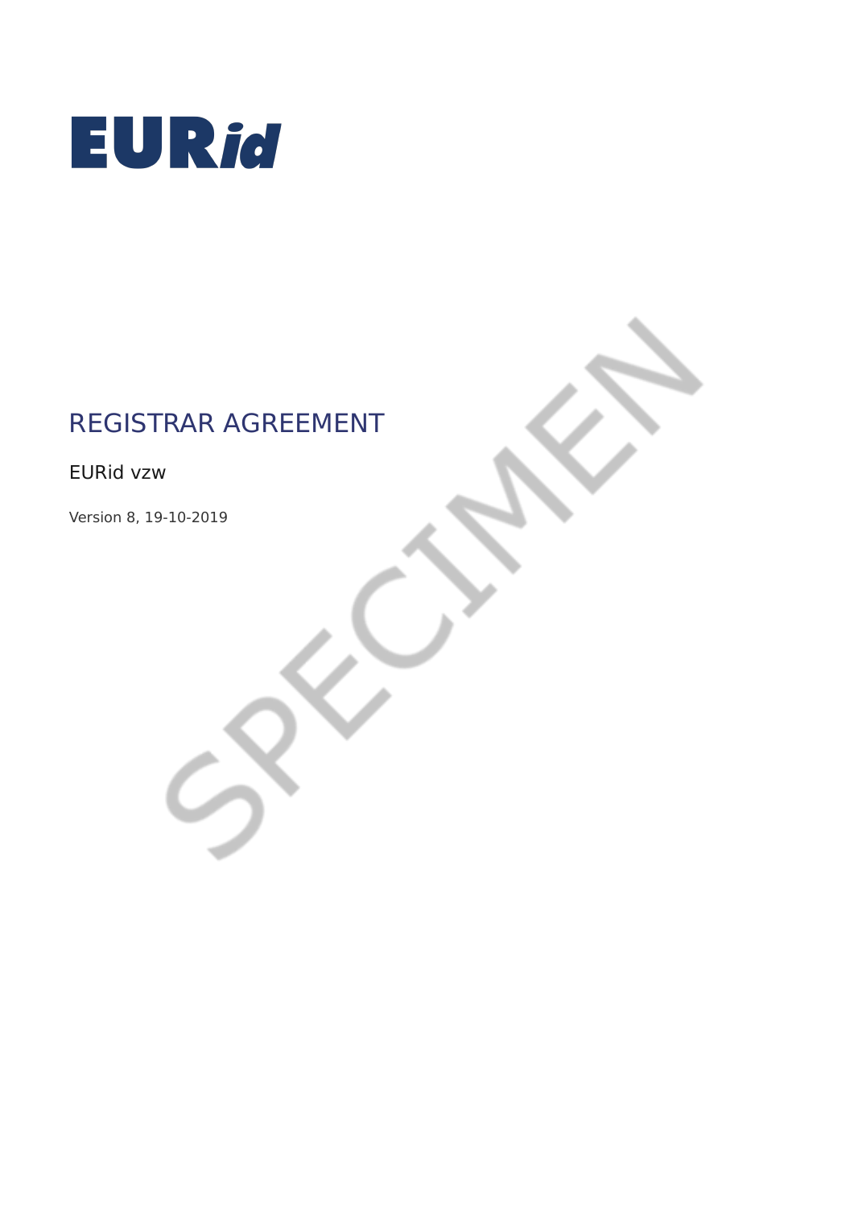EURid

# REGISTRAR AGREEMENT

EURid vzw

Version 8, 19-10-2019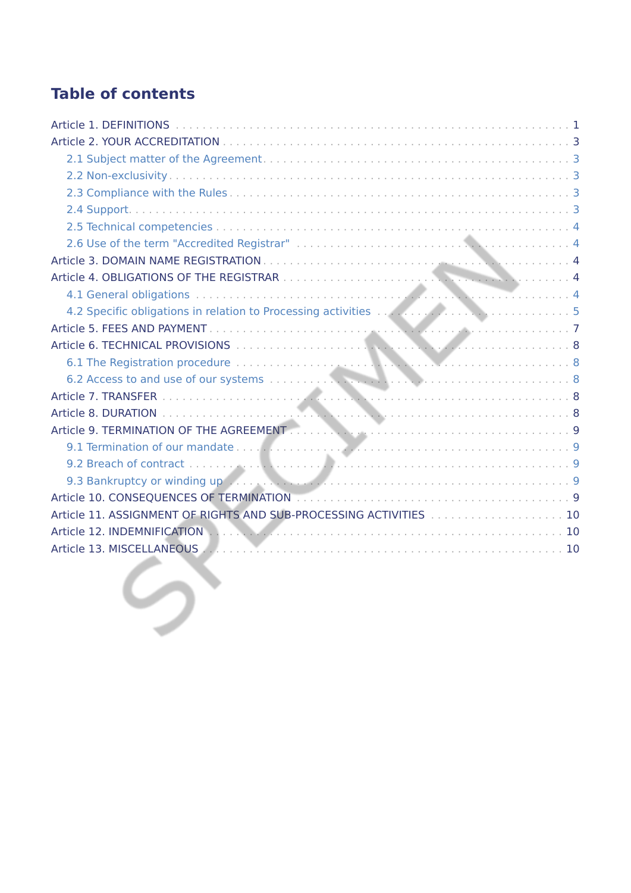# Table of contents

- Article 1. DEFINITIONS ... 1
- Article 2. YOUR ACCREDITATION ... 3
  - 2.1 Subject matter of the Agreement ... 3
  - 2.2 Non-exclusivity ... 3
  - 2.3 Compliance with the Rules ... 3
  - 2.4 Support ... 3
  - 2.5 Technical competencies ... 4
  - 2.6 Use of the term "Accredited Registrar" ... 4
- Article 3. DOMAIN NAME REGISTRATION ... 4
- Article 4. OBLIGATIONS OF THE REGISTRAR ... 4
  - 4.1 General obligations ... 4
  - 4.2 Specific obligations in relation to Processing activities ... 5
- Article 5. FEES AND PAYMENT ... 7
- Article 6. TECHNICAL PROVISIONS ... 8
  - 6.1 The Registration procedure ... 8
  - 6.2 Access to and use of our systems ... 8
- Article 7. TRANSFER ... 8
- Article 8. DURATION ... 8
- Article 9. TERMINATION OF THE AGREEMENT ... 9
  - 9.1 Termination of our mandate ... 9
  - 9.2 Breach of contract ... 9
  - 9.3 Bankruptcy or winding up ... 9
- Article 10. CONSEQUENCES OF TERMINATION ... 9
- Article 11. ASSIGNMENT OF RIGHTS AND SUB-PROCESSING ACTIVITIES ... 10
- Article 12. INDEMNIFICATION ... 10
- Article 13. MISCELLANEOUS ... 10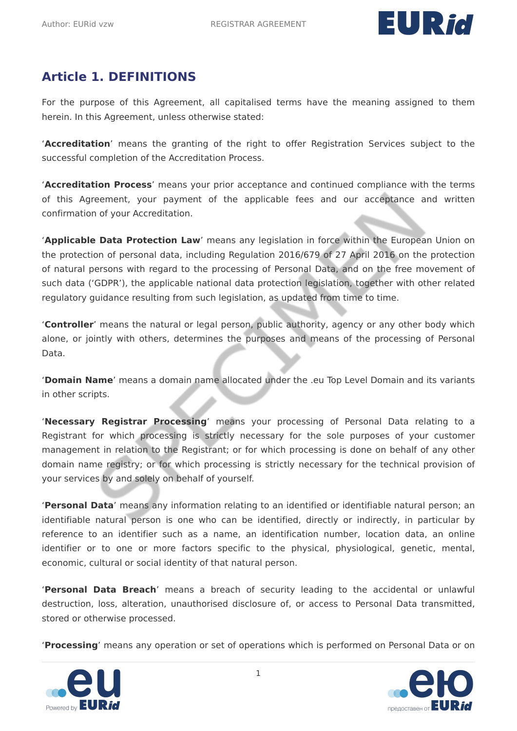## Article 1. DEFINITIONS

For the purpose of this Agreement, all capitalised terms have the meaning assigned to them herein. In this Agreement, unless otherwise stated:

'**Accreditation**' means the granting of the right to offer Registration Services subject to the successful completion of the Accreditation Process.

'**Accreditation Process**' means your prior acceptance and continued compliance with the terms of this Agreement, your payment of the applicable fees and our acceptance and written confirmation of your Accreditation.

'**Applicable Data Protection Law**' means any legislation in force within the European Union on the protection of personal data, including Regulation 2016/679 of 27 April 2016 on the protection of natural persons with regard to the processing of Personal Data, and on the free movement of such data ('GDPR'), the applicable national data protection legislation, together with other related regulatory guidance resulting from such legislation, as updated from time to time.

'**Controller**' means the natural or legal person, public authority, agency or any other body which alone, or jointly with others, determines the purposes and means of the processing of Personal Data.

'**Domain Name**' means a domain name allocated under the .eu Top Level Domain and its variants in other scripts.

'**Necessary Registrar Processing**' means your processing of Personal Data relating to a Registrant for which processing is strictly necessary for the sole purposes of your customer management in relation to the Registrant; or for which processing is done on behalf of any other domain name registry; or for which processing is strictly necessary for the technical provision of your services by and solely on behalf of yourself.

'**Personal Data**' means any information relating to an identified or identifiable natural person; an identifiable natural person is one who can be identified, directly or indirectly, in particular by reference to an identifier such as a name, an identification number, location data, an online identifier or to one or more factors specific to the physical, physiological, genetic, mental, economic, cultural or social identity of that natural person.

'**Personal Data Breach**' means a breach of security leading to the accidental or unlawful destruction, loss, alteration, unauthorised disclosure of, or access to Personal Data transmitted, stored or otherwise processed.

'**Processing**' means any operation or set of operations which is performed on Personal Data or on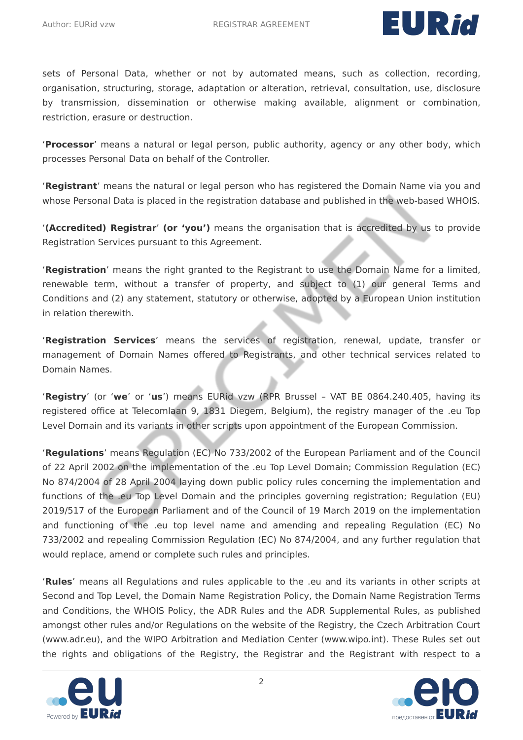sets of Personal Data, whether or not by automated means, such as collection, recording, organisation, structuring, storage, adaptation or alteration, retrieval, consultation, use, disclosure by transmission, dissemination or otherwise making available, alignment or combination, restriction, erasure or destruction.

‘**Processor**’ means a natural or legal person, public authority, agency or any other body, which processes Personal Data on behalf of the Controller.

‘**Registrant**’ means the natural or legal person who has registered the Domain Name via you and whose Personal Data is placed in the registration database and published in the web-based WHOIS.

‘**(Accredited) Registrar**’ **(or ‘you’)** means the organisation that is accredited by us to provide Registration Services pursuant to this Agreement.

‘**Registration**’ means the right granted to the Registrant to use the Domain Name for a limited, renewable term, without a transfer of property, and subject to (1) our general Terms and Conditions and (2) any statement, statutory or otherwise, adopted by a European Union institution in relation therewith.

‘**Registration Services**’ means the services of registration, renewal, update, transfer or management of Domain Names offered to Registrants, and other technical services related to Domain Names.

‘**Registry**’ (or ‘**we**’ or ‘**us**’) means EURid vzw (RPR Brussel – VAT BE 0864.240.405, having its registered office at Telecomlaan 9, 1831 Diegem, Belgium), the registry manager of the .eu Top Level Domain and its variants in other scripts upon appointment of the European Commission.

‘**Regulations**’ means Regulation (EC) No 733/2002 of the European Parliament and of the Council of 22 April 2002 on the implementation of the .eu Top Level Domain; Commission Regulation (EC) No 874/2004 of 28 April 2004 laying down public policy rules concerning the implementation and functions of the .eu Top Level Domain and the principles governing registration; Regulation (EU) 2019/517 of the European Parliament and of the Council of 19 March 2019 on the implementation and functioning of the .eu top level name and amending and repealing Regulation (EC) No 733/2002 and repealing Commission Regulation (EC) No 874/2004, and any further regulation that would replace, amend or complete such rules and principles.

‘**Rules**’ means all Regulations and rules applicable to the .eu and its variants in other scripts at Second and Top Level, the Domain Name Registration Policy, the Domain Name Registration Terms and Conditions, the WHOIS Policy, the ADR Rules and the ADR Supplemental Rules, as published amongst other rules and/or Regulations on the website of the Registry, the Czech Arbitration Court (www.adr.eu), and the WIPO Arbitration and Mediation Center (www.wipo.int). These Rules set out the rights and obligations of the Registry, the Registrar and the Registrant with respect to a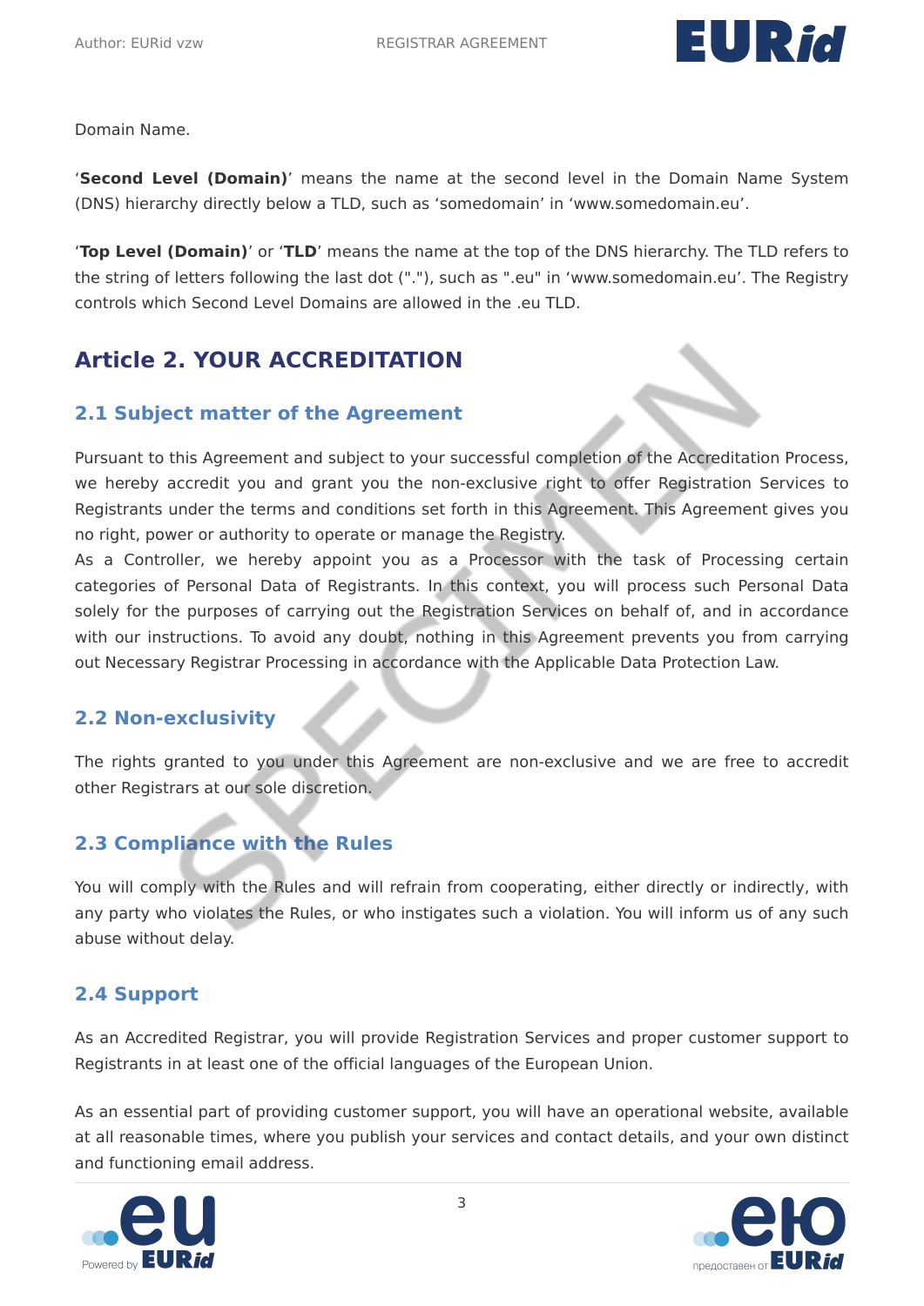Domain Name.

'**Second Level (Domain)**' means the name at the second level in the Domain Name System (DNS) hierarchy directly below a TLD, such as 'somedomain' in 'www.somedomain.eu'.

'**Top Level (Domain)**' or '**TLD**' means the name at the top of the DNS hierarchy. The TLD refers to the string of letters following the last dot ("."), such as ".eu" in 'www.somedomain.eu'. The Registry controls which Second Level Domains are allowed in the .eu TLD.

## Article 2. YOUR ACCREDITATION

### 2.1 Subject matter of the Agreement

Pursuant to this Agreement and subject to your successful completion of the Accreditation Process, we hereby accredit you and grant you the non-exclusive right to offer Registration Services to Registrants under the terms and conditions set forth in this Agreement. This Agreement gives you no right, power or authority to operate or manage the Registry.

As a Controller, we hereby appoint you as a Processor with the task of Processing certain categories of Personal Data of Registrants. In this context, you will process such Personal Data solely for the purposes of carrying out the Registration Services on behalf of, and in accordance with our instructions. To avoid any doubt, nothing in this Agreement prevents you from carrying out Necessary Registrar Processing in accordance with the Applicable Data Protection Law.

### 2.2 Non-exclusivity

The rights granted to you under this Agreement are non-exclusive and we are free to accredit other Registrars at our sole discretion.

### 2.3 Compliance with the Rules

You will comply with the Rules and will refrain from cooperating, either directly or indirectly, with any party who violates the Rules, or who instigates such a violation. You will inform us of any such abuse without delay.

### 2.4 Support

As an Accredited Registrar, you will provide Registration Services and proper customer support to Registrants in at least one of the official languages of the European Union.

As an essential part of providing customer support, you will have an operational website, available at all reasonable times, where you publish your services and contact details, and your own distinct and functioning email address.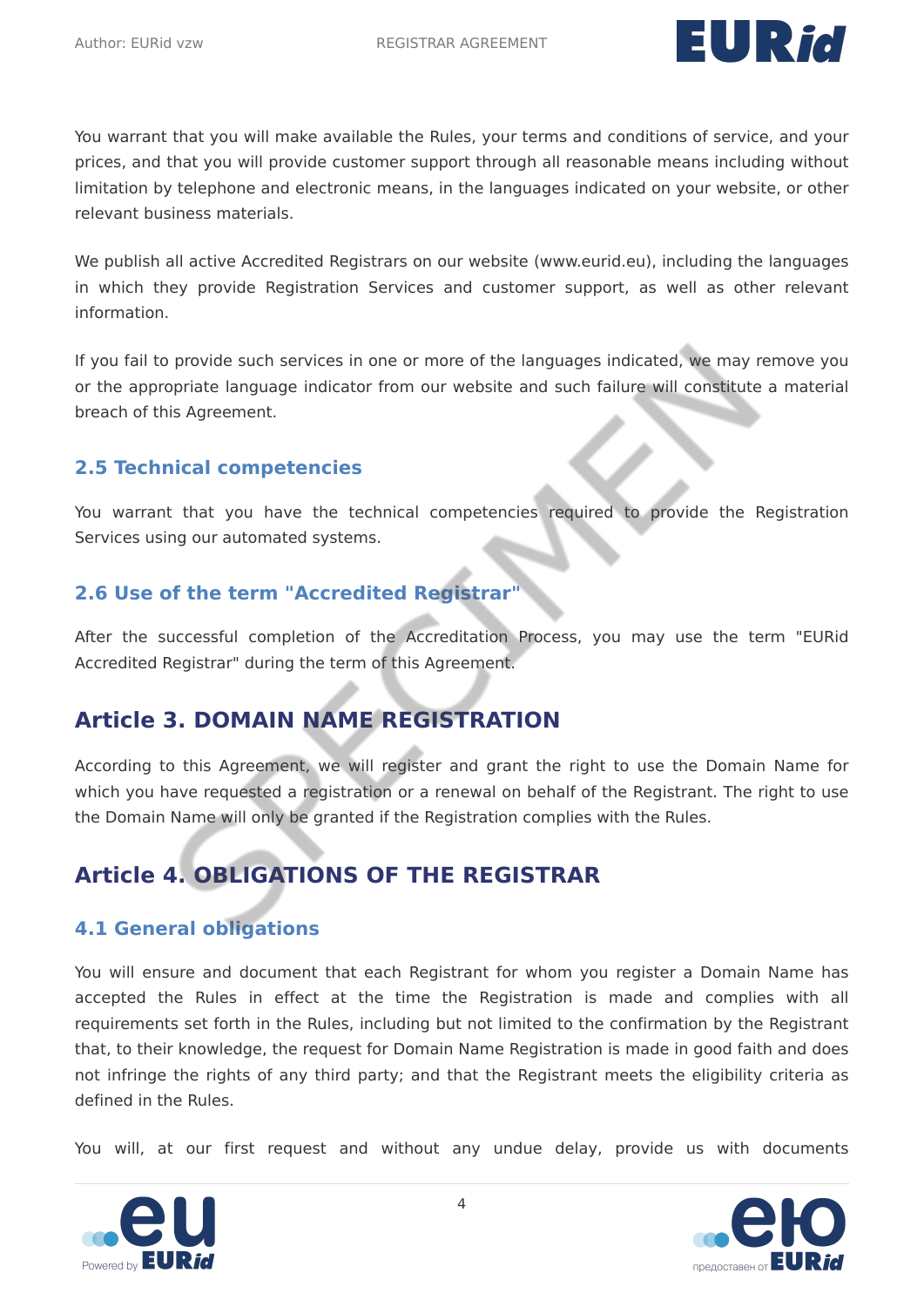You warrant that you will make available the Rules, your terms and conditions of service, and your prices, and that you will provide customer support through all reasonable means including without limitation by telephone and electronic means, in the languages indicated on your website, or other relevant business materials.

We publish all active Accredited Registrars on our website (www.eurid.eu), including the languages in which they provide Registration Services and customer support, as well as other relevant information.

If you fail to provide such services in one or more of the languages indicated, we may remove you or the appropriate language indicator from our website and such failure will constitute a material breach of this Agreement.

### 2.5 Technical competencies

You warrant that you have the technical competencies required to provide the Registration Services using our automated systems.

### 2.6 Use of the term "Accredited Registrar"

After the successful completion of the Accreditation Process, you may use the term "EURid Accredited Registrar" during the term of this Agreement.

## Article 3. DOMAIN NAME REGISTRATION

According to this Agreement, we will register and grant the right to use the Domain Name for which you have requested a registration or a renewal on behalf of the Registrant. The right to use the Domain Name will only be granted if the Registration complies with the Rules.

## Article 4. OBLIGATIONS OF THE REGISTRAR

### 4.1 General obligations

You will ensure and document that each Registrant for whom you register a Domain Name has accepted the Rules in effect at the time the Registration is made and complies with all requirements set forth in the Rules, including but not limited to the confirmation by the Registrant that, to their knowledge, the request for Domain Name Registration is made in good faith and does not infringe the rights of any third party; and that the Registrant meets the eligibility criteria as defined in the Rules.

You will, at our first request and without any undue delay, provide us with documents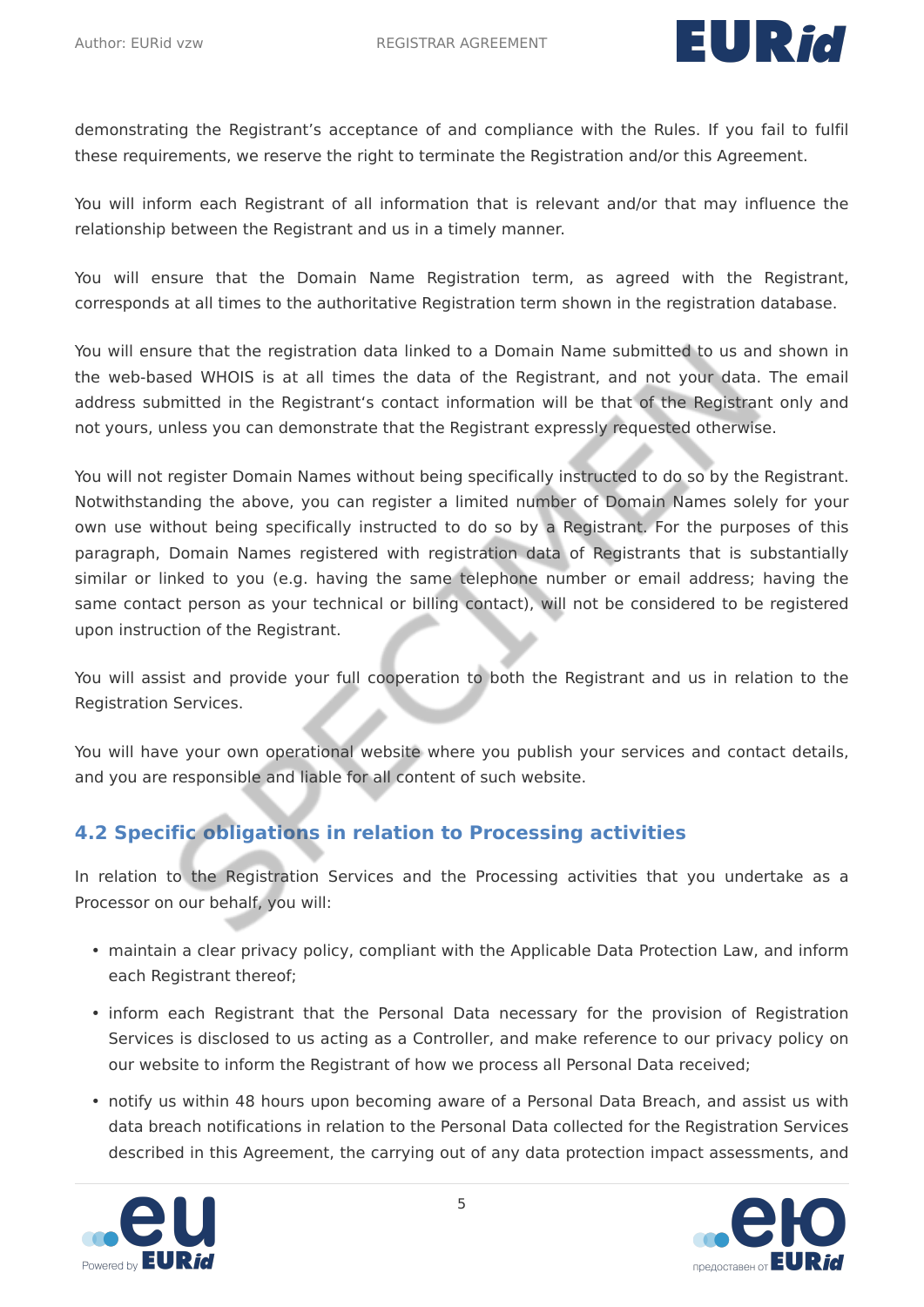demonstrating the Registrant's acceptance of and compliance with the Rules. If you fail to fulfil these requirements, we reserve the right to terminate the Registration and/or this Agreement.

You will inform each Registrant of all information that is relevant and/or that may influence the relationship between the Registrant and us in a timely manner.

You will ensure that the Domain Name Registration term, as agreed with the Registrant, corresponds at all times to the authoritative Registration term shown in the registration database.

You will ensure that the registration data linked to a Domain Name submitted to us and shown in the web-based WHOIS is at all times the data of the Registrant, and not your data. The email address submitted in the Registrant's contact information will be that of the Registrant only and not yours, unless you can demonstrate that the Registrant expressly requested otherwise.

You will not register Domain Names without being specifically instructed to do so by the Registrant. Notwithstanding the above, you can register a limited number of Domain Names solely for your own use without being specifically instructed to do so by a Registrant. For the purposes of this paragraph, Domain Names registered with registration data of Registrants that is substantially similar or linked to you (e.g. having the same telephone number or email address; having the same contact person as your technical or billing contact), will not be considered to be registered upon instruction of the Registrant.

You will assist and provide your full cooperation to both the Registrant and us in relation to the Registration Services.

You will have your own operational website where you publish your services and contact details, and you are responsible and liable for all content of such website.

## 4.2 Specific obligations in relation to Processing activities

In relation to the Registration Services and the Processing activities that you undertake as a Processor on our behalf, you will:

- maintain a clear privacy policy, compliant with the Applicable Data Protection Law, and inform each Registrant thereof;
- inform each Registrant that the Personal Data necessary for the provision of Registration Services is disclosed to us acting as a Controller, and make reference to our privacy policy on our website to inform the Registrant of how we process all Personal Data received;
- notify us within 48 hours upon becoming aware of a Personal Data Breach, and assist us with data breach notifications in relation to the Personal Data collected for the Registration Services described in this Agreement, the carrying out of any data protection impact assessments, and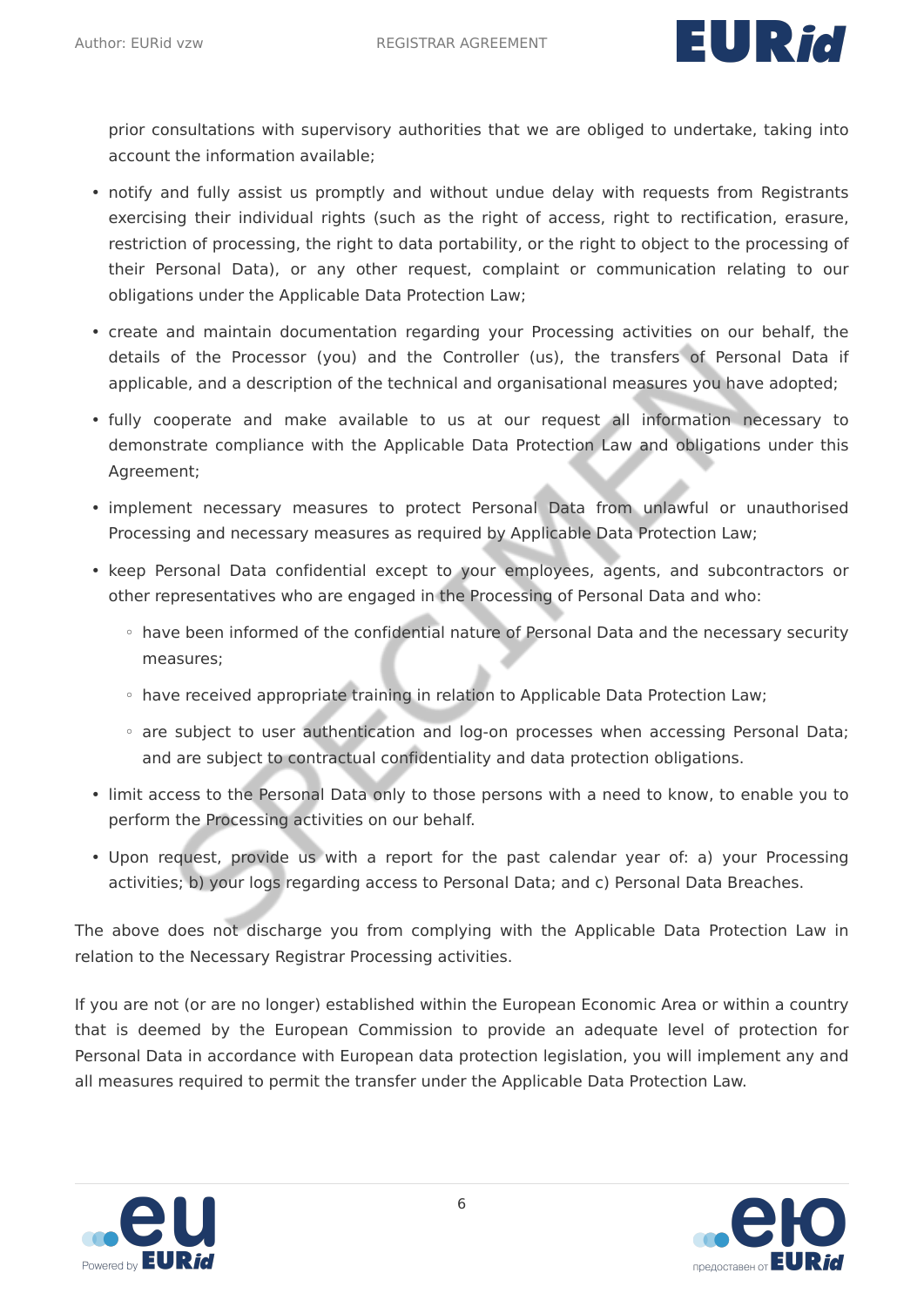prior consultations with supervisory authorities that we are obliged to undertake, taking into account the information available;

- notify and fully assist us promptly and without undue delay with requests from Registrants exercising their individual rights (such as the right of access, right to rectification, erasure, restriction of processing, the right to data portability, or the right to object to the processing of their Personal Data), or any other request, complaint or communication relating to our obligations under the Applicable Data Protection Law;
- create and maintain documentation regarding your Processing activities on our behalf, the details of the Processor (you) and the Controller (us), the transfers of Personal Data if applicable, and a description of the technical and organisational measures you have adopted;
- fully cooperate and make available to us at our request all information necessary to demonstrate compliance with the Applicable Data Protection Law and obligations under this Agreement;
- implement necessary measures to protect Personal Data from unlawful or unauthorised Processing and necessary measures as required by Applicable Data Protection Law;
- keep Personal Data confidential except to your employees, agents, and subcontractors or other representatives who are engaged in the Processing of Personal Data and who:
  - have been informed of the confidential nature of Personal Data and the necessary security measures;
  - have received appropriate training in relation to Applicable Data Protection Law;
  - are subject to user authentication and log-on processes when accessing Personal Data; and are subject to contractual confidentiality and data protection obligations.
- limit access to the Personal Data only to those persons with a need to know, to enable you to perform the Processing activities on our behalf.
- Upon request, provide us with a report for the past calendar year of: a) your Processing activities; b) your logs regarding access to Personal Data; and c) Personal Data Breaches.

The above does not discharge you from complying with the Applicable Data Protection Law in relation to the Necessary Registrar Processing activities.

If you are not (or are no longer) established within the European Economic Area or within a country that is deemed by the European Commission to provide an adequate level of protection for Personal Data in accordance with European data protection legislation, you will implement any and all measures required to permit the transfer under the Applicable Data Protection Law.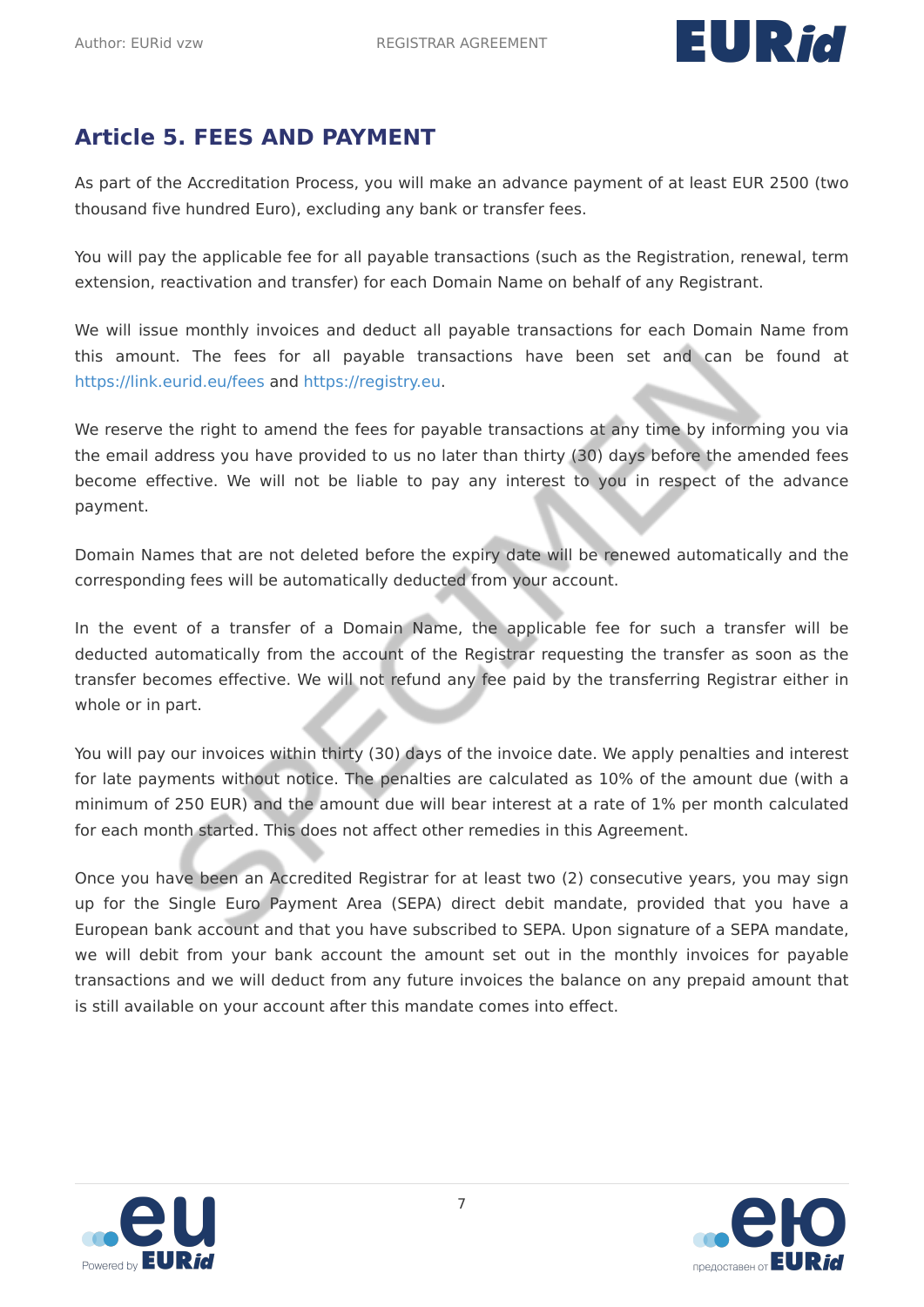## Article 5. FEES AND PAYMENT

As part of the Accreditation Process, you will make an advance payment of at least EUR 2500 (two thousand five hundred Euro), excluding any bank or transfer fees.

You will pay the applicable fee for all payable transactions (such as the Registration, renewal, term extension, reactivation and transfer) for each Domain Name on behalf of any Registrant.

We will issue monthly invoices and deduct all payable transactions for each Domain Name from this amount. The fees for all payable transactions have been set and can be found at https://link.eurid.eu/fees and https://registry.eu.

We reserve the right to amend the fees for payable transactions at any time by informing you via the email address you have provided to us no later than thirty (30) days before the amended fees become effective. We will not be liable to pay any interest to you in respect of the advance payment.

Domain Names that are not deleted before the expiry date will be renewed automatically and the corresponding fees will be automatically deducted from your account.

In the event of a transfer of a Domain Name, the applicable fee for such a transfer will be deducted automatically from the account of the Registrar requesting the transfer as soon as the transfer becomes effective. We will not refund any fee paid by the transferring Registrar either in whole or in part.

You will pay our invoices within thirty (30) days of the invoice date. We apply penalties and interest for late payments without notice. The penalties are calculated as 10% of the amount due (with a minimum of 250 EUR) and the amount due will bear interest at a rate of 1% per month calculated for each month started. This does not affect other remedies in this Agreement.

Once you have been an Accredited Registrar for at least two (2) consecutive years, you may sign up for the Single Euro Payment Area (SEPA) direct debit mandate, provided that you have a European bank account and that you have subscribed to SEPA. Upon signature of a SEPA mandate, we will debit from your bank account the amount set out in the monthly invoices for payable transactions and we will deduct from any future invoices the balance on any prepaid amount that is still available on your account after this mandate comes into effect.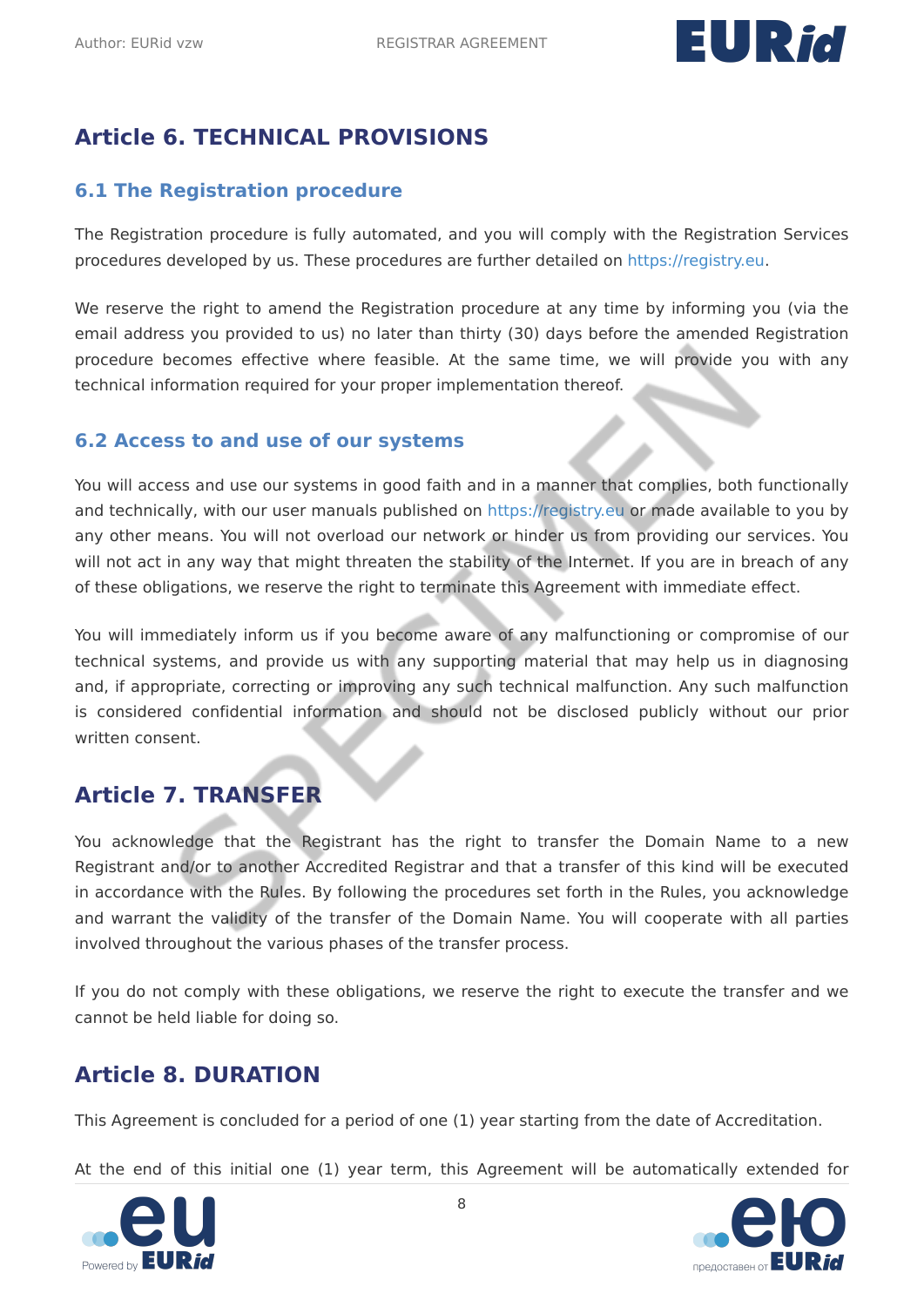## Article 6. TECHNICAL PROVISIONS

### 6.1 The Registration procedure

The Registration procedure is fully automated, and you will comply with the Registration Services procedures developed by us. These procedures are further detailed on https://registry.eu.

We reserve the right to amend the Registration procedure at any time by informing you (via the email address you provided to us) no later than thirty (30) days before the amended Registration procedure becomes effective where feasible. At the same time, we will provide you with any technical information required for your proper implementation thereof.

### 6.2 Access to and use of our systems

You will access and use our systems in good faith and in a manner that complies, both functionally and technically, with our user manuals published on https://registry.eu or made available to you by any other means. You will not overload our network or hinder us from providing our services. You will not act in any way that might threaten the stability of the Internet. If you are in breach of any of these obligations, we reserve the right to terminate this Agreement with immediate effect.

You will immediately inform us if you become aware of any malfunctioning or compromise of our technical systems, and provide us with any supporting material that may help us in diagnosing and, if appropriate, correcting or improving any such technical malfunction. Any such malfunction is considered confidential information and should not be disclosed publicly without our prior written consent.

## Article 7. TRANSFER

You acknowledge that the Registrant has the right to transfer the Domain Name to a new Registrant and/or to another Accredited Registrar and that a transfer of this kind will be executed in accordance with the Rules. By following the procedures set forth in the Rules, you acknowledge and warrant the validity of the transfer of the Domain Name. You will cooperate with all parties involved throughout the various phases of the transfer process.

If you do not comply with these obligations, we reserve the right to execute the transfer and we cannot be held liable for doing so.

## Article 8. DURATION

This Agreement is concluded for a period of one (1) year starting from the date of Accreditation.

At the end of this initial one (1) year term, this Agreement will be automatically extended for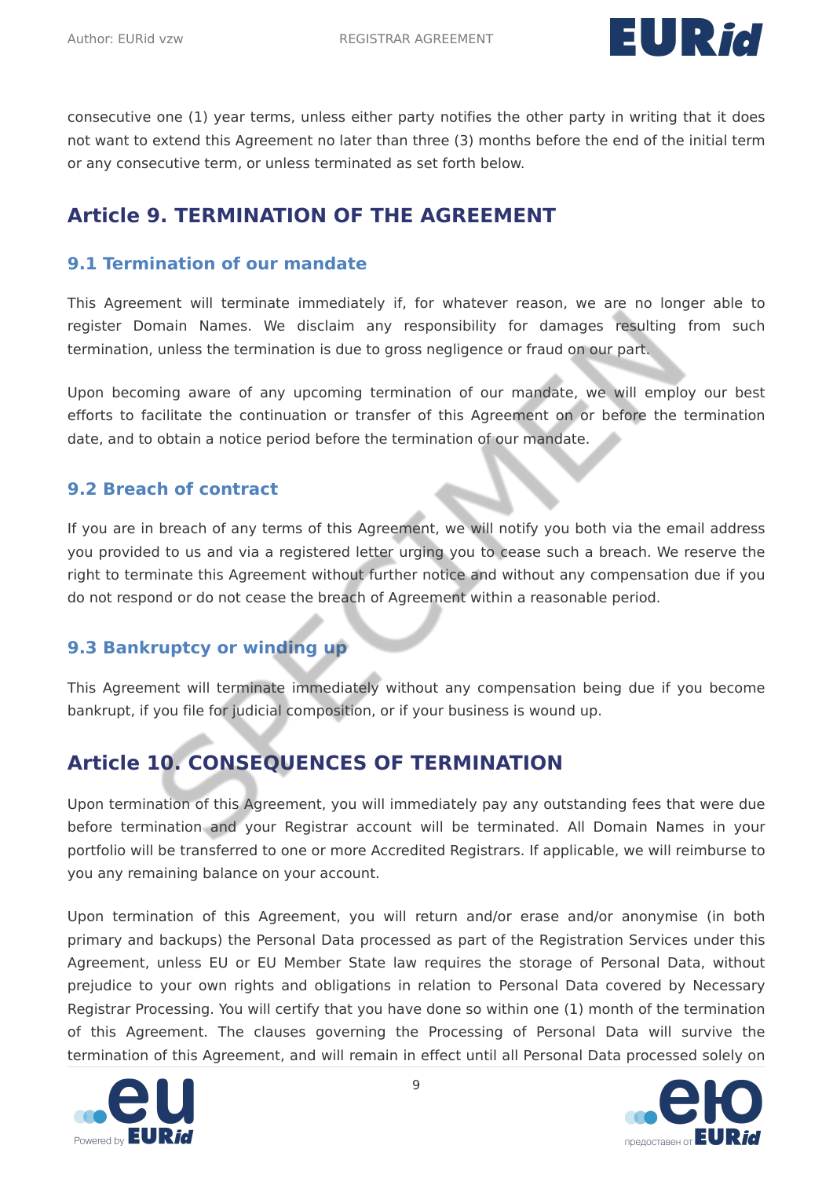consecutive one (1) year terms, unless either party notifies the other party in writing that it does not want to extend this Agreement no later than three (3) months before the end of the initial term or any consecutive term, or unless terminated as set forth below.

# Article 9. TERMINATION OF THE AGREEMENT

## 9.1 Termination of our mandate

This Agreement will terminate immediately if, for whatever reason, we are no longer able to register Domain Names. We disclaim any responsibility for damages resulting from such termination, unless the termination is due to gross negligence or fraud on our part.

Upon becoming aware of any upcoming termination of our mandate, we will employ our best efforts to facilitate the continuation or transfer of this Agreement on or before the termination date, and to obtain a notice period before the termination of our mandate.

## 9.2 Breach of contract

If you are in breach of any terms of this Agreement, we will notify you both via the email address you provided to us and via a registered letter urging you to cease such a breach. We reserve the right to terminate this Agreement without further notice and without any compensation due if you do not respond or do not cease the breach of Agreement within a reasonable period.

## 9.3 Bankruptcy or winding up

This Agreement will terminate immediately without any compensation being due if you become bankrupt, if you file for judicial composition, or if your business is wound up.

# Article 10. CONSEQUENCES OF TERMINATION

Upon termination of this Agreement, you will immediately pay any outstanding fees that were due before termination and your Registrar account will be terminated. All Domain Names in your portfolio will be transferred to one or more Accredited Registrars. If applicable, we will reimburse to you any remaining balance on your account.

Upon termination of this Agreement, you will return and/or erase and/or anonymise (in both primary and backups) the Personal Data processed as part of the Registration Services under this Agreement, unless EU or EU Member State law requires the storage of Personal Data, without prejudice to your own rights and obligations in relation to Personal Data covered by Necessary Registrar Processing. You will certify that you have done so within one (1) month of the termination of this Agreement. The clauses governing the Processing of Personal Data will survive the termination of this Agreement, and will remain in effect until all Personal Data processed solely on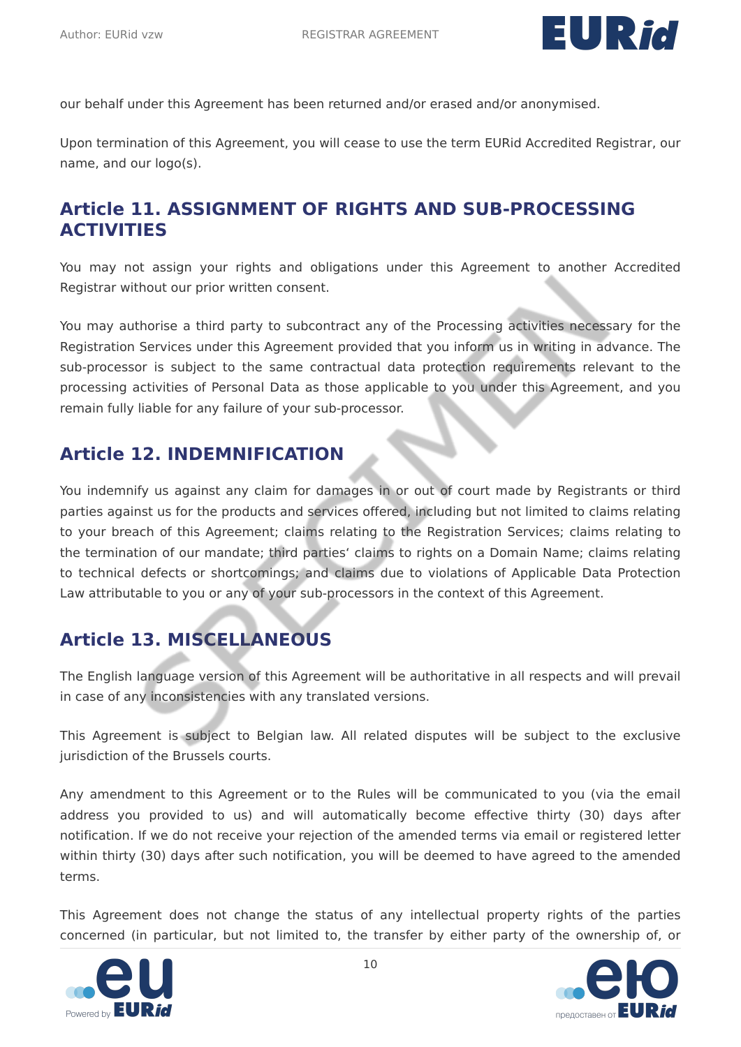our behalf under this Agreement has been returned and/or erased and/or anonymised.

Upon termination of this Agreement, you will cease to use the term EURid Accredited Registrar, our name, and our logo(s).

## Article 11. ASSIGNMENT OF RIGHTS AND SUB-PROCESSING ACTIVITIES

You may not assign your rights and obligations under this Agreement to another Accredited Registrar without our prior written consent.

You may authorise a third party to subcontract any of the Processing activities necessary for the Registration Services under this Agreement provided that you inform us in writing in advance. The sub-processor is subject to the same contractual data protection requirements relevant to the processing activities of Personal Data as those applicable to you under this Agreement, and you remain fully liable for any failure of your sub-processor.

## Article 12. INDEMNIFICATION

You indemnify us against any claim for damages in or out of court made by Registrants or third parties against us for the products and services offered, including but not limited to claims relating to your breach of this Agreement; claims relating to the Registration Services; claims relating to the termination of our mandate; third parties' claims to rights on a Domain Name; claims relating to technical defects or shortcomings; and claims due to violations of Applicable Data Protection Law attributable to you or any of your sub-processors in the context of this Agreement.

## Article 13. MISCELLANEOUS

The English language version of this Agreement will be authoritative in all respects and will prevail in case of any inconsistencies with any translated versions.

This Agreement is subject to Belgian law. All related disputes will be subject to the exclusive jurisdiction of the Brussels courts.

Any amendment to this Agreement or to the Rules will be communicated to you (via the email address you provided to us) and will automatically become effective thirty (30) days after notification. If we do not receive your rejection of the amended terms via email or registered letter within thirty (30) days after such notification, you will be deemed to have agreed to the amended terms.

This Agreement does not change the status of any intellectual property rights of the parties concerned (in particular, but not limited to, the transfer by either party of the ownership of, or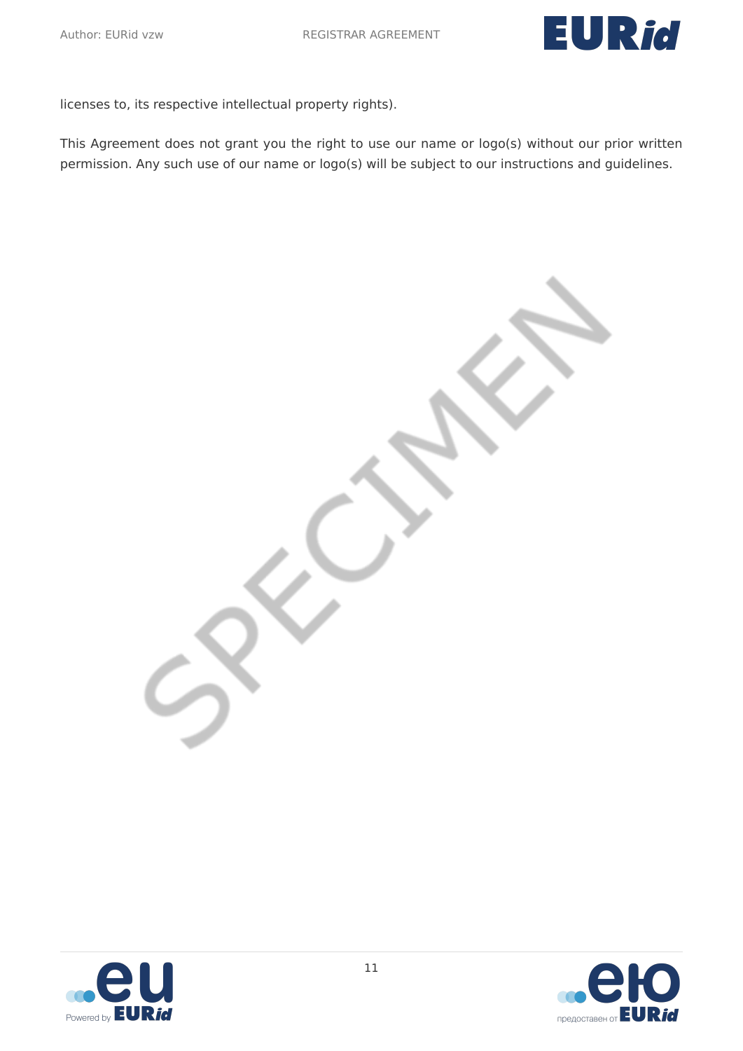licenses to, its respective intellectual property rights).

This Agreement does not grant you the right to use our name or logo(s) without our prior written permission. Any such use of our name or logo(s) will be subject to our instructions and guidelines.